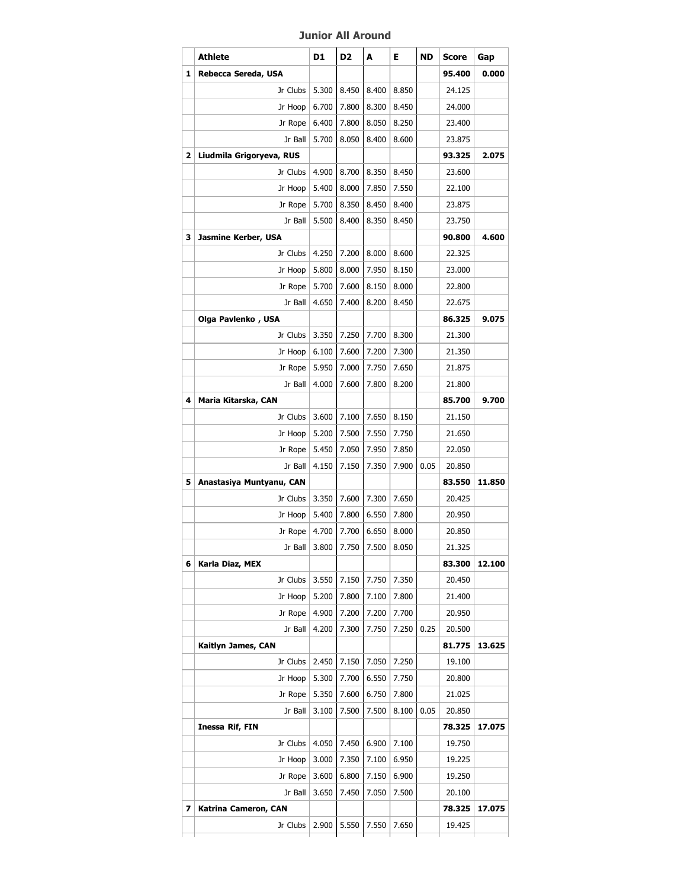### Junior All Around

| | Athlete | D1 | D2 | A | E | ND | Score | Gap |
|---|---|---|---|---|---|---|---|---|
| 1 | **Rebecca Sereda, USA** | | | | | | **95.400** | **0.000** |
| | Jr Clubs | 5.300 | 8.450 | 8.400 | 8.850 | | 24.125 | |
| | Jr Hoop | 6.700 | 7.800 | 8.300 | 8.450 | | 24.000 | |
| | Jr Rope | 6.400 | 7.800 | 8.050 | 8.250 | | 23.400 | |
| | Jr Ball | 5.700 | 8.050 | 8.400 | 8.600 | | 23.875 | |
| 2 | **Liudmila Grigoryeva, RUS** | | | | | | **93.325** | **2.075** |
| | Jr Clubs | 4.900 | 8.700 | 8.350 | 8.450 | | 23.600 | |
| | Jr Hoop | 5.400 | 8.000 | 7.850 | 7.550 | | 22.100 | |
| | Jr Rope | 5.700 | 8.350 | 8.450 | 8.400 | | 23.875 | |
| | Jr Ball | 5.500 | 8.400 | 8.350 | 8.450 | | 23.750 | |
| 3 | **Jasmine Kerber, USA** | | | | | | **90.800** | **4.600** |
| | Jr Clubs | 4.250 | 7.200 | 8.000 | 8.600 | | 22.325 | |
| | Jr Hoop | 5.800 | 8.000 | 7.950 | 8.150 | | 23.000 | |
| | Jr Rope | 5.700 | 7.600 | 8.150 | 8.000 | | 22.800 | |
| | Jr Ball | 4.650 | 7.400 | 8.200 | 8.450 | | 22.675 | |
| | **Olga Pavlenko , USA** | | | | | | **86.325** | **9.075** |
| | Jr Clubs | 3.350 | 7.250 | 7.700 | 8.300 | | 21.300 | |
| | Jr Hoop | 6.100 | 7.600 | 7.200 | 7.300 | | 21.350 | |
| | Jr Rope | 5.950 | 7.000 | 7.750 | 7.650 | | 21.875 | |
| | Jr Ball | 4.000 | 7.600 | 7.800 | 8.200 | | 21.800 | |
| 4 | **Maria Kitarska, CAN** | | | | | | **85.700** | **9.700** |
| | Jr Clubs | 3.600 | 7.100 | 7.650 | 8.150 | | 21.150 | |
| | Jr Hoop | 5.200 | 7.500 | 7.550 | 7.750 | | 21.650 | |
| | Jr Rope | 5.450 | 7.050 | 7.950 | 7.850 | | 22.050 | |
| | Jr Ball | 4.150 | 7.150 | 7.350 | 7.900 | 0.05 | 20.850 | |
| 5 | **Anastasiya Muntyanu, CAN** | | | | | | **83.550** | **11.850** |
| | Jr Clubs | 3.350 | 7.600 | 7.300 | 7.650 | | 20.425 | |
| | Jr Hoop | 5.400 | 7.800 | 6.550 | 7.800 | | 20.950 | |
| | Jr Rope | 4.700 | 7.700 | 6.650 | 8.000 | | 20.850 | |
| | Jr Ball | 3.800 | 7.750 | 7.500 | 8.050 | | 21.325 | |
| 6 | **Karla Diaz, MEX** | | | | | | **83.300** | **12.100** |
| | Jr Clubs | 3.550 | 7.150 | 7.750 | 7.350 | | 20.450 | |
| | Jr Hoop | 5.200 | 7.800 | 7.100 | 7.800 | | 21.400 | |
| | Jr Rope | 4.900 | 7.200 | 7.200 | 7.700 | | 20.950 | |
| | Jr Ball | 4.200 | 7.300 | 7.750 | 7.250 | 0.25 | 20.500 | |
| | **Kaitlyn James, CAN** | | | | | | **81.775** | **13.625** |
| | Jr Clubs | 2.450 | 7.150 | 7.050 | 7.250 | | 19.100 | |
| | Jr Hoop | 5.300 | 7.700 | 6.550 | 7.750 | | 20.800 | |
| | Jr Rope | 5.350 | 7.600 | 6.750 | 7.800 | | 21.025 | |
| | Jr Ball | 3.100 | 7.500 | 7.500 | 8.100 | 0.05 | 20.850 | |
| | **Inessa Rif, FIN** | | | | | | **78.325** | **17.075** |
| | Jr Clubs | 4.050 | 7.450 | 6.900 | 7.100 | | 19.750 | |
| | Jr Hoop | 3.000 | 7.350 | 7.100 | 6.950 | | 19.225 | |
| | Jr Rope | 3.600 | 6.800 | 7.150 | 6.900 | | 19.250 | |
| | Jr Ball | 3.650 | 7.450 | 7.050 | 7.500 | | 20.100 | |
| 7 | **Katrina Cameron, CAN** | | | | | | **78.325** | **17.075** |
| | Jr Clubs | 2.900 | 5.550 | 7.550 | 7.650 | | 19.425 | |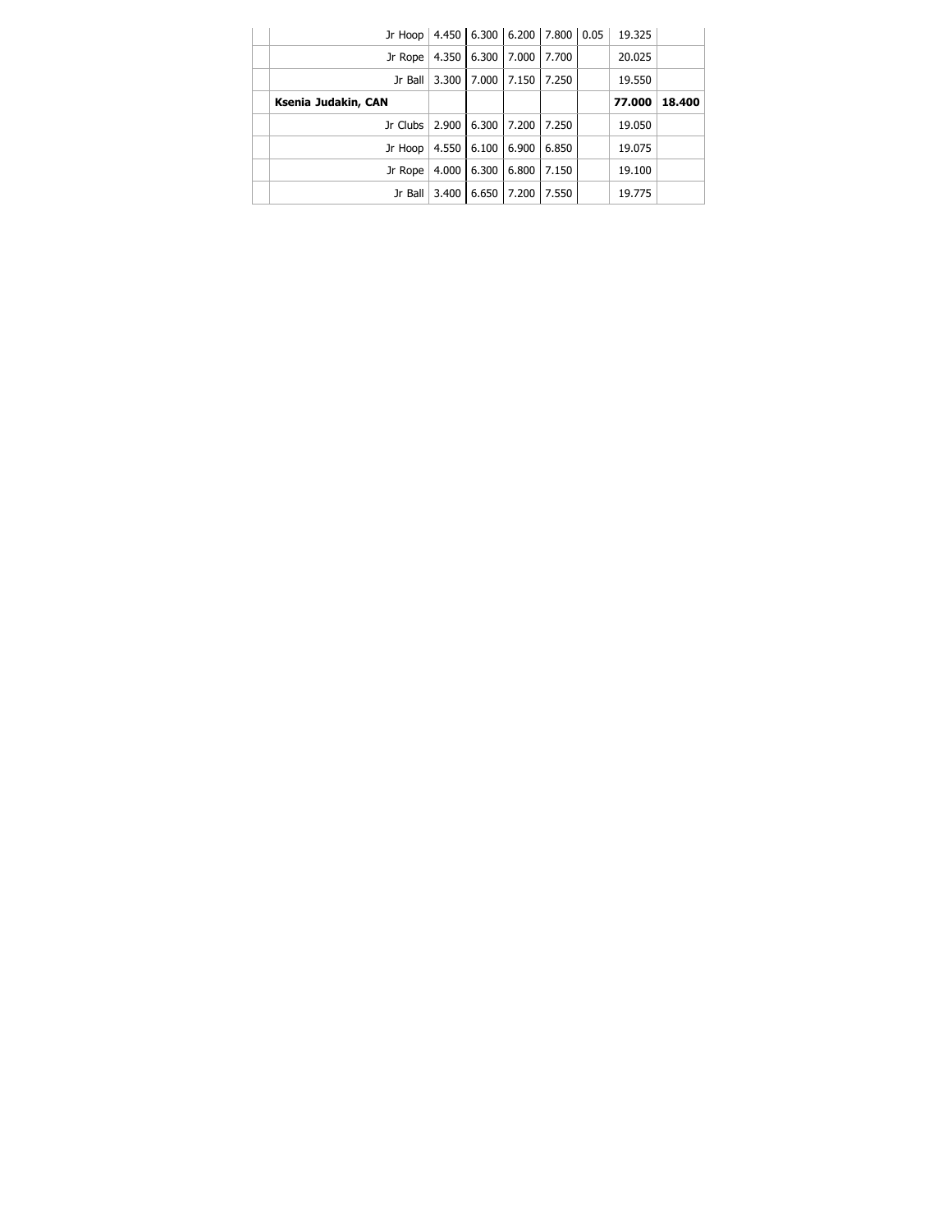| | | | | | | | | |
|---|---|---|---|---|---|---|---|---|
| | Jr Hoop | 4.450 | 6.300 | 6.200 | 7.800 | 0.05 | 19.325 | |
| | Jr Rope | 4.350 | 6.300 | 7.000 | 7.700 | | 20.025 | |
| | Jr Ball | 3.300 | 7.000 | 7.150 | 7.250 | | 19.550 | |
| | **Ksenia Judakin, CAN** | | | | | | **77.000** | **18.400** |
| | Jr Clubs | 2.900 | 6.300 | 7.200 | 7.250 | | 19.050 | |
| | Jr Hoop | 4.550 | 6.100 | 6.900 | 6.850 | | 19.075 | |
| | Jr Rope | 4.000 | 6.300 | 6.800 | 7.150 | | 19.100 | |
| | Jr Ball | 3.400 | 6.650 | 7.200 | 7.550 | | 19.775 | |